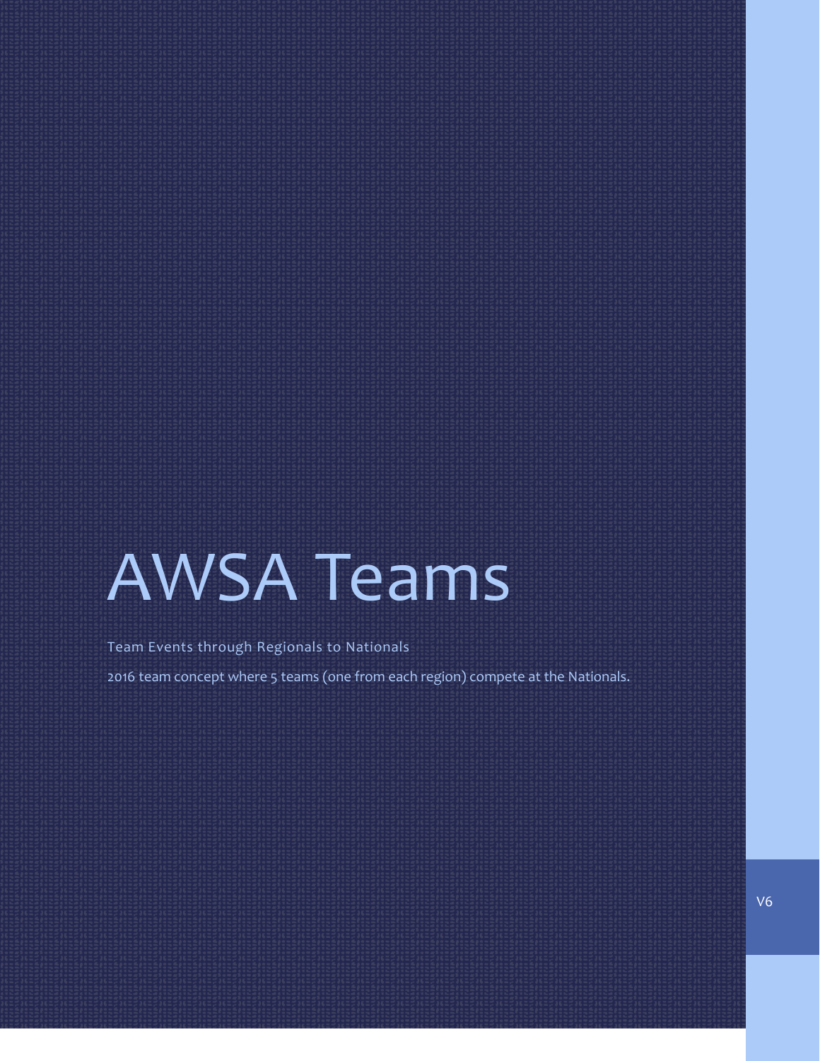# AWSA Teams

Team Events through Regionals to Nationals

2016 team concept where 5 teams (one from each region) compete at the Nationals.

V6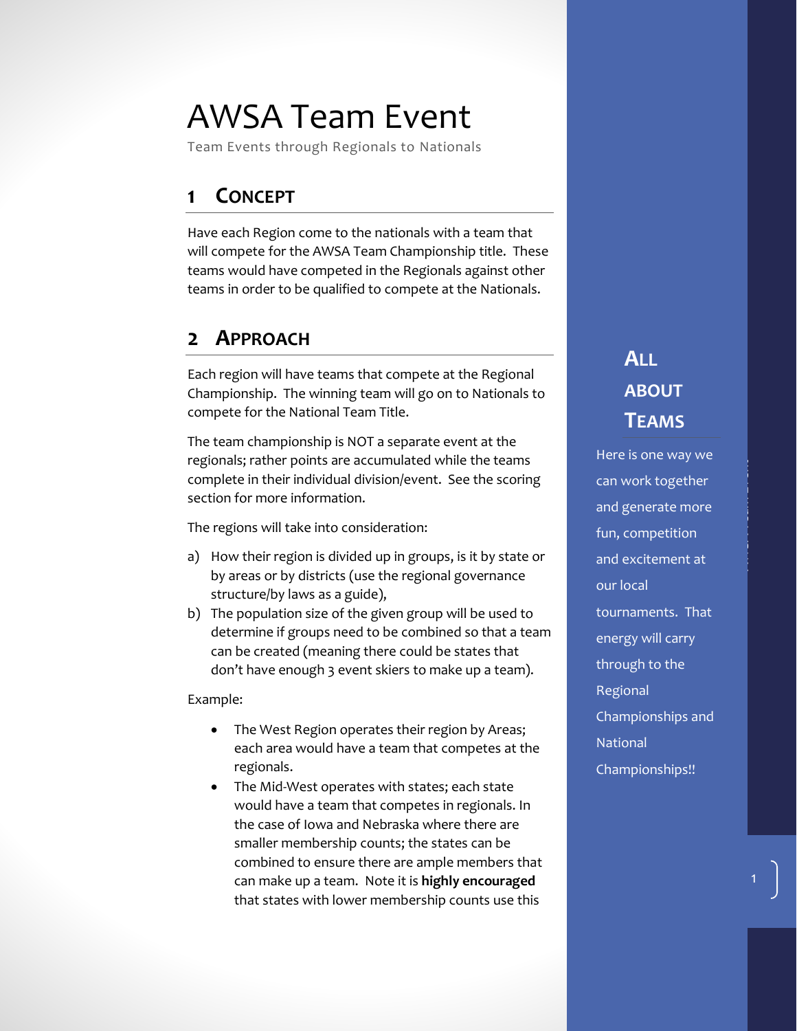# AWSA Team Event

Team Events through Regionals to Nationals

## 1 CONCEPT

Have each Region come to the nationals with a team that will compete for the AWSA Team Championship title. These teams would have competed in the Regionals against other teams in order to be qualified to compete at the Nationals.

## 2 APPROACH

Each region will have teams that compete at the Regional Championship. The winning team will go on to Nationals to compete for the National Team Title.

The team championship is NOT a separate event at the regionals; rather points are accumulated while the teams complete in their individual division/event. See the scoring section for more information.

The regions will take into consideration:

a) How their region is divided up in groups, is it by state or by areas or by districts (use the regional governance structure/by laws as a guide),
b) The population size of the given group will be used to determine if groups need to be combined so that a team can be created (meaning there could be states that don't have enough 3 event skiers to make up a team).

Example:

- The West Region operates their region by Areas; each area would have a team that competes at the regionals.
- The Mid-West operates with states; each state would have a team that competes in regionals. In the case of Iowa and Nebraska where there are smaller membership counts; the states can be combined to ensure there are ample members that can make up a team. Note it is **highly encouraged** that states with lower membership counts use this

## ALL ABOUT TEAMS

Here is one way we can work together and generate more fun, competition and excitement at our local tournaments. That energy will carry through to the Regional Championships and National Championships!!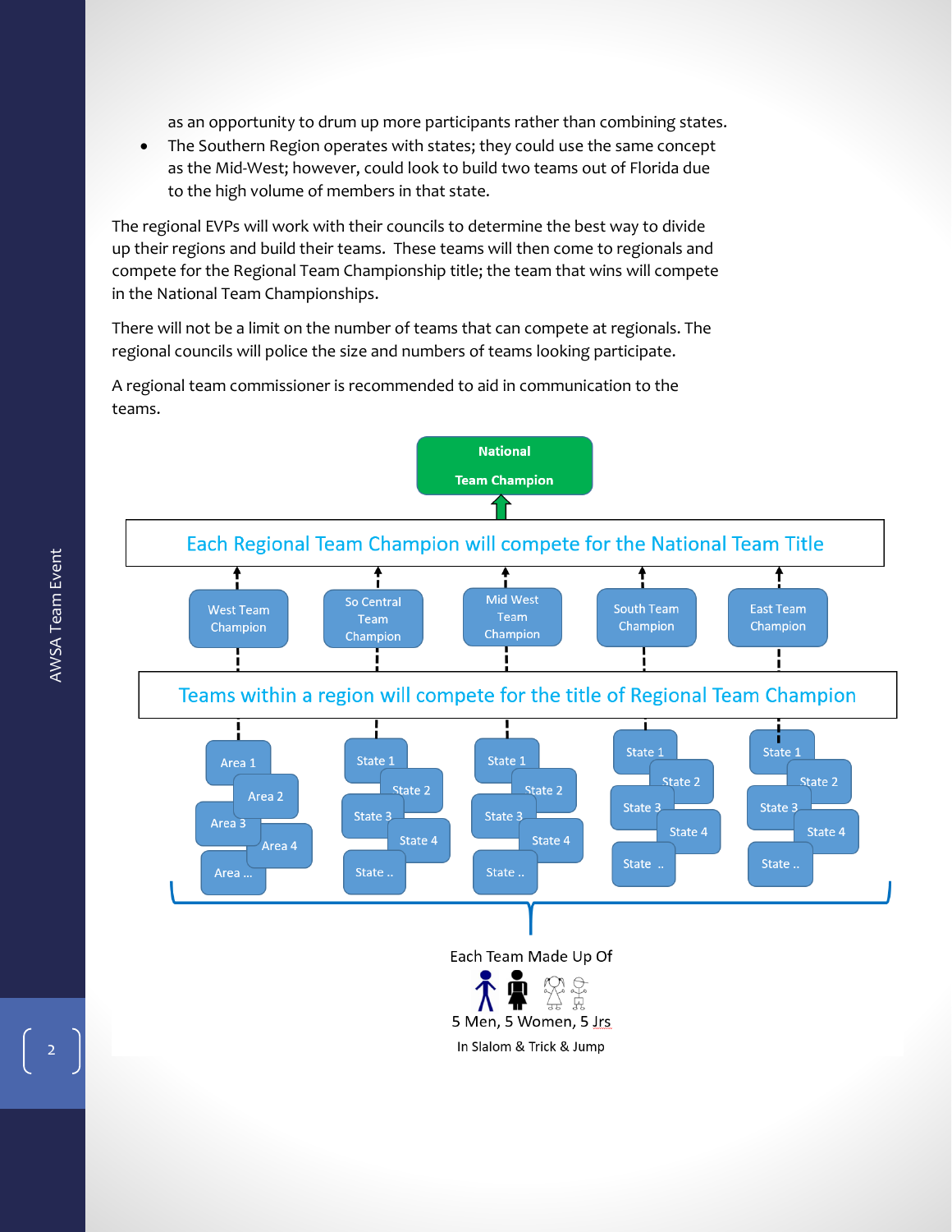as an opportunity to drum up more participants rather than combining states.

- The Southern Region operates with states; they could use the same concept as the Mid-West; however, could look to build two teams out of Florida due to the high volume of members in that state.

The regional EVPs will work with their councils to determine the best way to divide up their regions and build their teams. These teams will then come to regionals and compete for the Regional Team Championship title; the team that wins will compete in the National Team Championships.

There will not be a limit on the number of teams that can compete at regionals. The regional councils will police the size and numbers of teams looking participate.

A regional team commissioner is recommended to aid in communication to the teams.

National Team Champion

Each Regional Team Champion will compete for the National Team Title

West Team Champion | So Central Team Champion | Mid West Team Champion | South Team Champion | East Team Champion

Teams within a region will compete for the title of Regional Team Champion

Area 1, Area 2, Area 3, Area 4, Area ...

State 1, State 2, State 3, State 4, State ..

State 1, State 2, State 3, State 4, State ..

State 1, State 2, State 3, State 4, State ..

State 1, State 2, State 3, State 4, State ..

Each Team Made Up Of

5 Men, 5 Women, 5 Jrs

In Slalom & Trick & Jump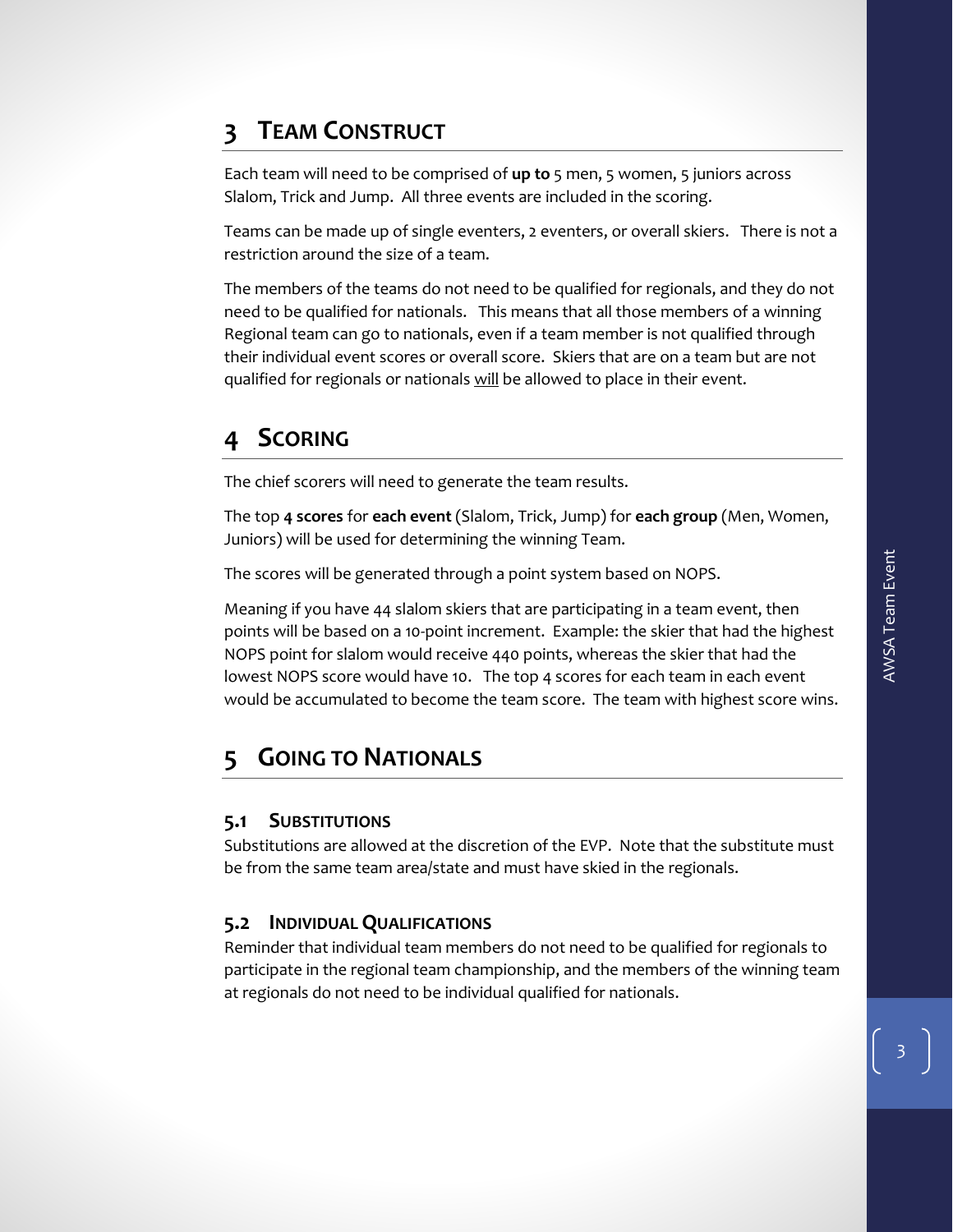# 3 Team Construct

Each team will need to be comprised of **up to** 5 men, 5 women, 5 juniors across Slalom, Trick and Jump. All three events are included in the scoring.

Teams can be made up of single eventers, 2 eventers, or overall skiers. There is not a restriction around the size of a team.

The members of the teams do not need to be qualified for regionals, and they do not need to be qualified for nationals. This means that all those members of a winning Regional team can go to nationals, even if a team member is not qualified through their individual event scores or overall score. Skiers that are on a team but are not qualified for regionals or nationals <u>will</u> be allowed to place in their event.

# 4 Scoring

The chief scorers will need to generate the team results.

The top **4 scores** for **each event** (Slalom, Trick, Jump) for **each group** (Men, Women, Juniors) will be used for determining the winning Team.

The scores will be generated through a point system based on NOPS.

Meaning if you have 44 slalom skiers that are participating in a team event, then points will be based on a 10-point increment. Example: the skier that had the highest NOPS point for slalom would receive 440 points, whereas the skier that had the lowest NOPS score would have 10. The top 4 scores for each team in each event would be accumulated to become the team score. The team with highest score wins.

# 5 Going to Nationals

## 5.1 Substitutions

Substitutions are allowed at the discretion of the EVP. Note that the substitute must be from the same team area/state and must have skied in the regionals.

## 5.2 Individual Qualifications

Reminder that individual team members do not need to be qualified for regionals to participate in the regional team championship, and the members of the winning team at regionals do not need to be individual qualified for nationals.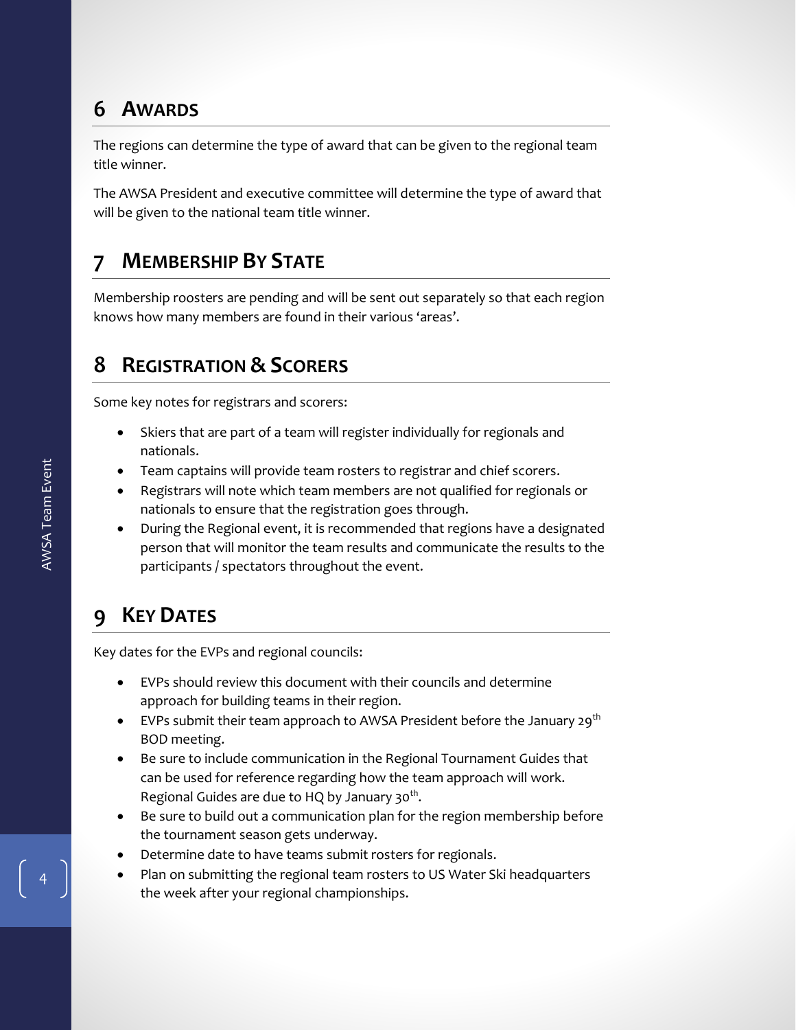# 6 AWARDS

The regions can determine the type of award that can be given to the regional team title winner.

The AWSA President and executive committee will determine the type of award that will be given to the national team title winner.

# 7 MEMBERSHIP BY STATE

Membership roosters are pending and will be sent out separately so that each region knows how many members are found in their various 'areas'.

# 8 REGISTRATION & SCORERS

Some key notes for registrars and scorers:

- Skiers that are part of a team will register individually for regionals and nationals.
- Team captains will provide team rosters to registrar and chief scorers.
- Registrars will note which team members are not qualified for regionals or nationals to ensure that the registration goes through.
- During the Regional event, it is recommended that regions have a designated person that will monitor the team results and communicate the results to the participants / spectators throughout the event.

# 9 KEY DATES

Key dates for the EVPs and regional councils:

- EVPs should review this document with their councils and determine approach for building teams in their region.
- EVPs submit their team approach to AWSA President before the January 29th BOD meeting.
- Be sure to include communication in the Regional Tournament Guides that can be used for reference regarding how the team approach will work. Regional Guides are due to HQ by January 30th.
- Be sure to build out a communication plan for the region membership before the tournament season gets underway.
- Determine date to have teams submit rosters for regionals.
- Plan on submitting the regional team rosters to US Water Ski headquarters the week after your regional championships.